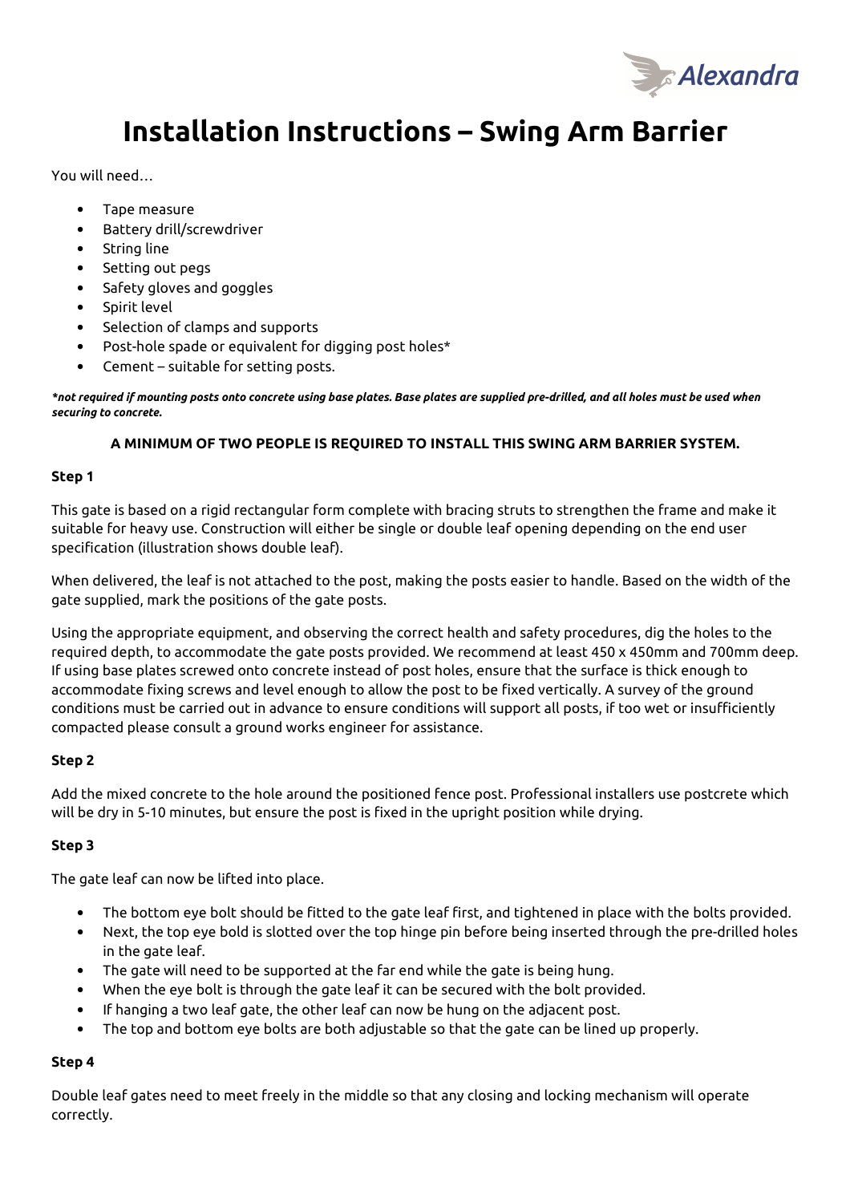# Installation Instructions – Swing Arm Barrier

You will need…

- Tape measure
- Battery drill/screwdriver
- String line
- Setting out pegs
- Safety gloves and goggles
- Spirit level
- Selection of clamps and supports
- Post-hole spade or equivalent for digging post holes*
- Cement – suitable for setting posts.

***not required if mounting posts onto concrete using base plates. Base plates are supplied pre-drilled, and all holes must be used when securing to concrete.***

**A MINIMUM OF TWO PEOPLE IS REQUIRED TO INSTALL THIS SWING ARM BARRIER SYSTEM.**

**Step 1**

This gate is based on a rigid rectangular form complete with bracing struts to strengthen the frame and make it suitable for heavy use. Construction will either be single or double leaf opening depending on the end user specification (illustration shows double leaf).

When delivered, the leaf is not attached to the post, making the posts easier to handle. Based on the width of the gate supplied, mark the positions of the gate posts.

Using the appropriate equipment, and observing the correct health and safety procedures, dig the holes to the required depth, to accommodate the gate posts provided. We recommend at least 450 x 450mm and 700mm deep. If using base plates screwed onto concrete instead of post holes, ensure that the surface is thick enough to accommodate fixing screws and level enough to allow the post to be fixed vertically. A survey of the ground conditions must be carried out in advance to ensure conditions will support all posts, if too wet or insufficiently compacted please consult a ground works engineer for assistance.

**Step 2**

Add the mixed concrete to the hole around the positioned fence post. Professional installers use postcrete which will be dry in 5-10 minutes, but ensure the post is fixed in the upright position while drying.

**Step 3**

The gate leaf can now be lifted into place.

- The bottom eye bolt should be fitted to the gate leaf first, and tightened in place with the bolts provided.
- Next, the top eye bold is slotted over the top hinge pin before being inserted through the pre-drilled holes in the gate leaf.
- The gate will need to be supported at the far end while the gate is being hung.
- When the eye bolt is through the gate leaf it can be secured with the bolt provided.
- If hanging a two leaf gate, the other leaf can now be hung on the adjacent post.
- The top and bottom eye bolts are both adjustable so that the gate can be lined up properly.

**Step 4**

Double leaf gates need to meet freely in the middle so that any closing and locking mechanism will operate correctly.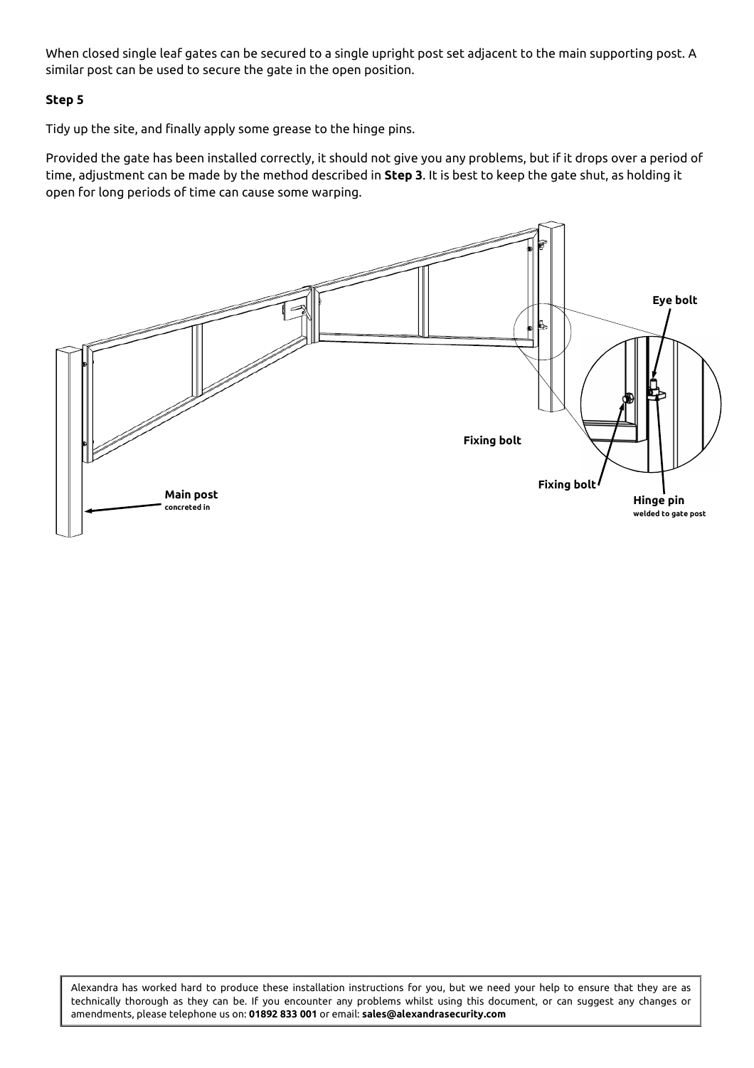When closed single leaf gates can be secured to a single upright post set adjacent to the main supporting post. A similar post can be used to secure the gate in the open position.

**Step 5**

Tidy up the site, and finally apply some grease to the hinge pins.

Provided the gate has been installed correctly, it should not give you any problems, but if it drops over a period of time, adjustment can be made by the method described in **Step 3**. It is best to keep the gate shut, as holding it open for long periods of time can cause some warping.

Eye bolt

Fixing bolt

Fixing bolt

Hinge pin
welded to gate post

Main post
concreted in

Alexandra has worked hard to produce these installation instructions for you, but we need your help to ensure that they are as technically thorough as they can be. If you encounter any problems whilst using this document, or can suggest any changes or amendments, please telephone us on: **01892 833 001** or email: **sales@alexandrasecurity.com**